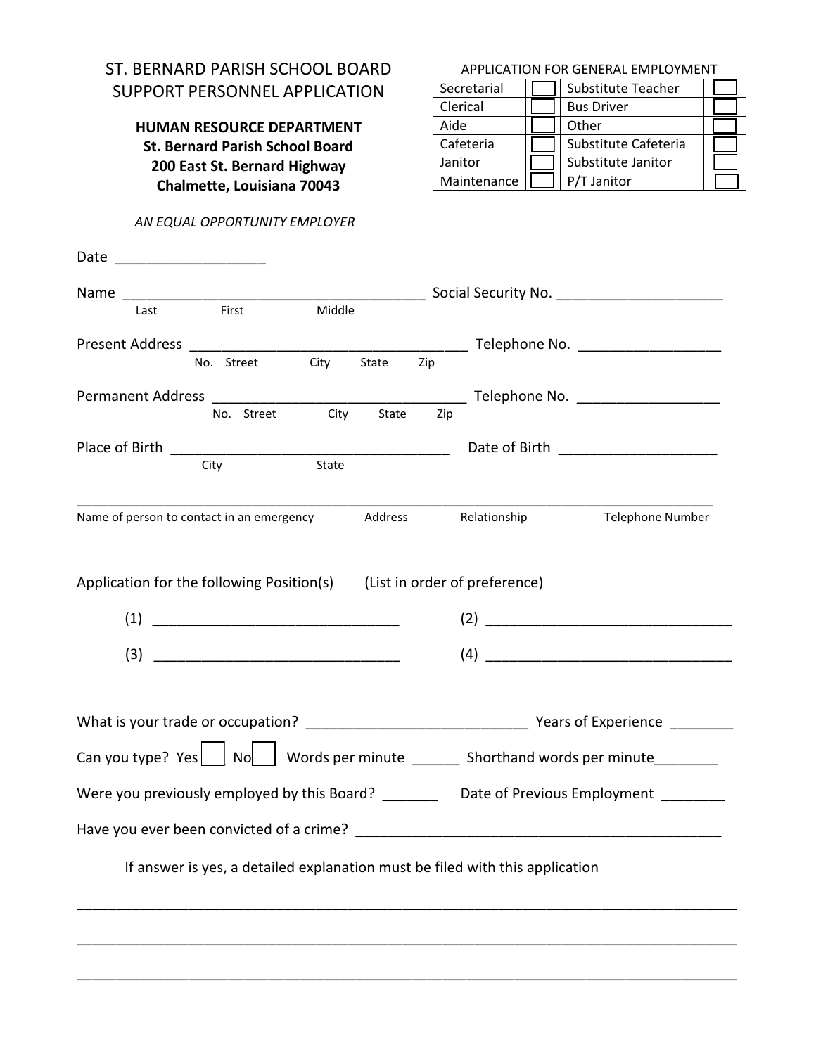# ST. BERNARD PARISH SCHOOL BOARD
# SUPPORT PERSONNEL APPLICATION

**HUMAN RESOURCE DEPARTMENT**
**St. Bernard Parish School Board**
**200 East St. Bernard Highway**
**Chalmette, Louisiana 70043**

*AN EQUAL OPPORTUNITY EMPLOYER*

| APPLICATION FOR GENERAL EMPLOYMENT | | | |
|---|---|---|---|
| Secretarial | ☐ | Substitute Teacher | ☐ |
| Clerical | ☐ | Bus Driver | ☐ |
| Aide | ☐ | Other | ☐ |
| Cafeteria | ☐ | Substitute Cafeteria | ☐ |
| Janitor | ☐ | Substitute Janitor | ☐ |
| Maintenance | ☐ | P/T Janitor | ☐ |

Date ___________________

Name _______________________________________ Social Security No. _____________________
Last First Middle

Present Address ___________________________________ Telephone No. __________________
No. Street City State Zip

Permanent Address ________________________________ Telephone No. __________________
No. Street City State Zip

Place of Birth ___________________________________ Date of Birth ____________________
City State

______________________________________________________________________________________
Name of person to contact in an emergency Address Relationship Telephone Number

Application for the following Position(s) (List in order of preference)

(1) _______________________________ (2) _______________________________

(3) _______________________________ (4) _______________________________

What is your trade or occupation? ___________________________ Years of Experience ________

Can you type? Yes ☐ No ☐ Words per minute ______ Shorthand words per minute________

Were you previously employed by this Board? _______ Date of Previous Employment ________

Have you ever been convicted of a crime? _______________________________________________

If answer is yes, a detailed explanation must be filed with this application

______________________________________________________________________________________

______________________________________________________________________________________

______________________________________________________________________________________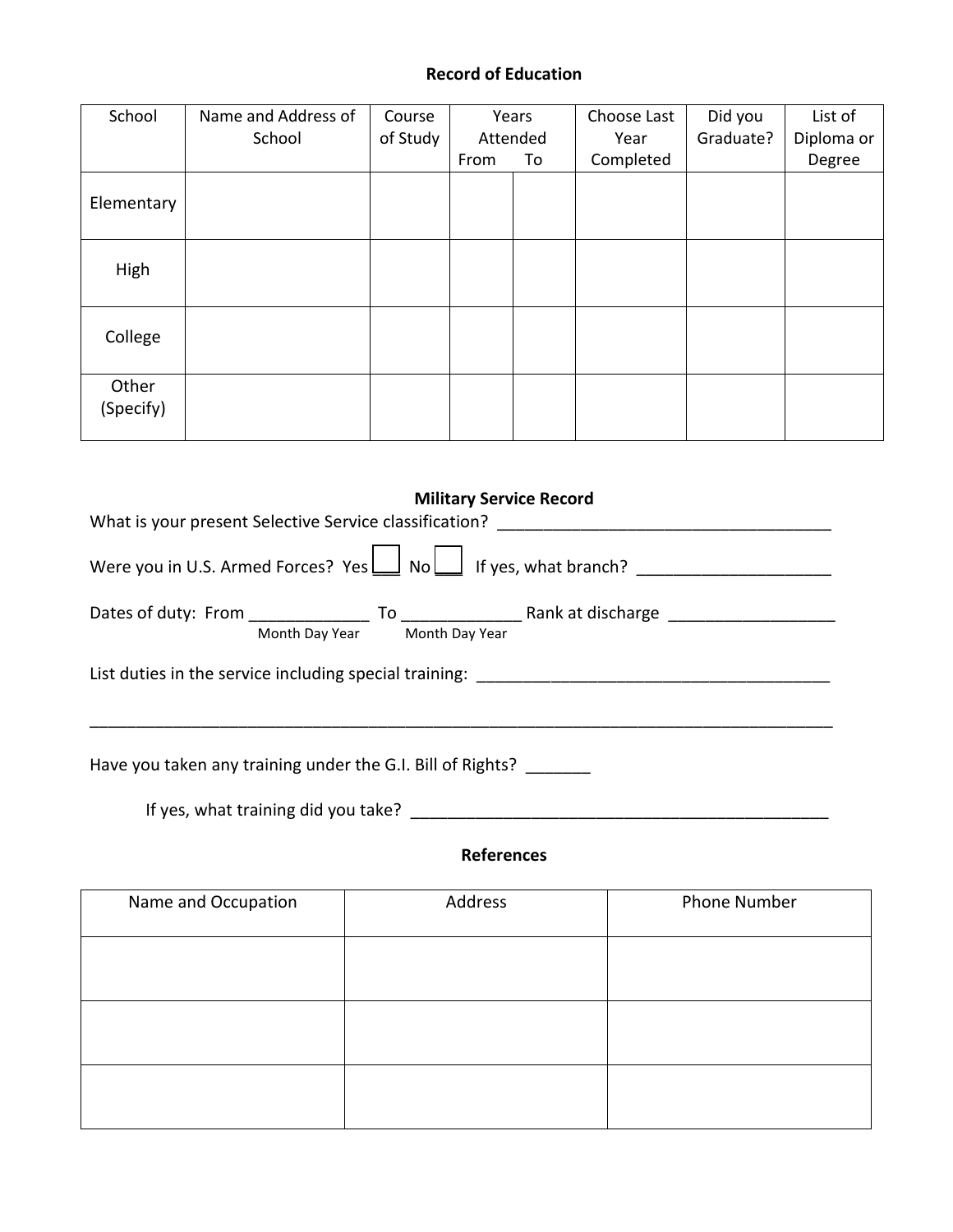## Record of Education

| School | Name and Address of School | Course of Study | Years Attended | | Choose Last Year Completed | Did you Graduate? | List of Diploma or Degree |
|---|---|---|---|---|---|---|---|
| | | | From | To | | | |
| Elementary | | | | | | | |
| High | | | | | | | |
| College | | | | | | | |
| Other (Specify) | | | | | | | |

## Military Service Record

What is your present Selective Service classification? ____________________________________

Were you in U.S. Armed Forces? Yes ☐ No ☐ If yes, what branch? _____________________

Dates of duty: From _____________ To _____________ Rank at discharge __________________
(Month Day Year) (Month Day Year)

List duties in the service including special training: _______________________________________

__________________________________________________________________________________

Have you taken any training under the G.I. Bill of Rights? _______

If yes, what training did you take? _______________________________________________

## References

| Name and Occupation | Address | Phone Number |
|---|---|---|
| | | |
| | | |
| | | |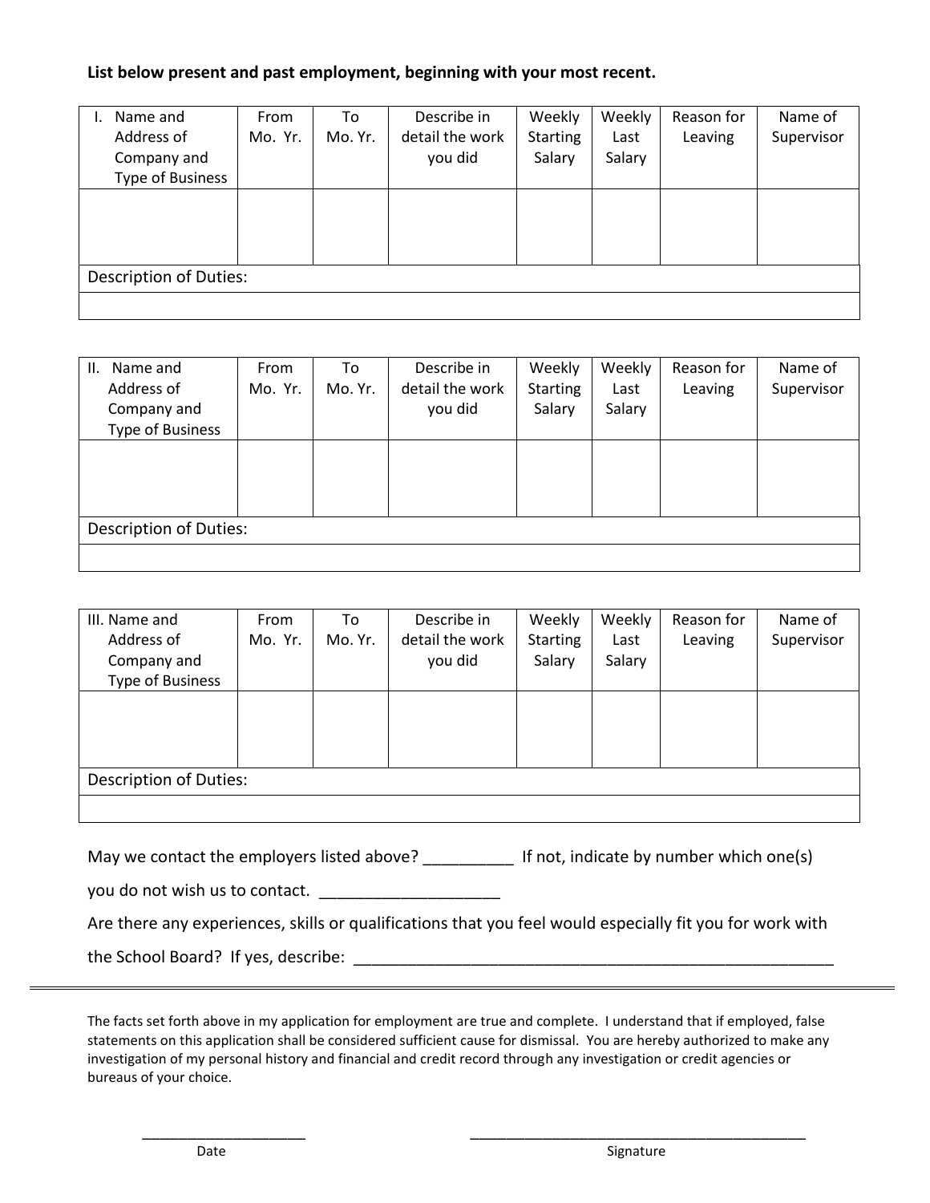**List below present and past employment, beginning with your most recent.**

| I. Name and Address of Company and Type of Business | From Mo. Yr. | To Mo. Yr. | Describe in detail the work you did | Weekly Starting Salary | Weekly Last Salary | Reason for Leaving | Name of Supervisor |
|---|---|---|---|---|---|---|---|
| | | | | | | | |
| Description of Duties: | | | | | | | |
| | | | | | | | |

| II. Name and Address of Company and Type of Business | From Mo. Yr. | To Mo. Yr. | Describe in detail the work you did | Weekly Starting Salary | Weekly Last Salary | Reason for Leaving | Name of Supervisor |
|---|---|---|---|---|---|---|---|
| | | | | | | | |
| Description of Duties: | | | | | | | |
| | | | | | | | |

| III. Name and Address of Company and Type of Business | From Mo. Yr. | To Mo. Yr. | Describe in detail the work you did | Weekly Starting Salary | Weekly Last Salary | Reason for Leaving | Name of Supervisor |
|---|---|---|---|---|---|---|---|
| | | | | | | | |
| Description of Duties: | | | | | | | |
| | | | | | | | |

May we contact the employers listed above? __________ If not, indicate by number which one(s) you do not wish us to contact. ____________________

Are there any experiences, skills or qualifications that you feel would especially fit you for work with the School Board? If yes, describe: _______________________________________________________

---

The facts set forth above in my application for employment are true and complete. I understand that if employed, false statements on this application shall be considered sufficient cause for dismissal. You are hereby authorized to make any investigation of my personal history and financial and credit record through any investigation or credit agencies or bureaus of your choice.

____________________ Date

__________________________________________ Signature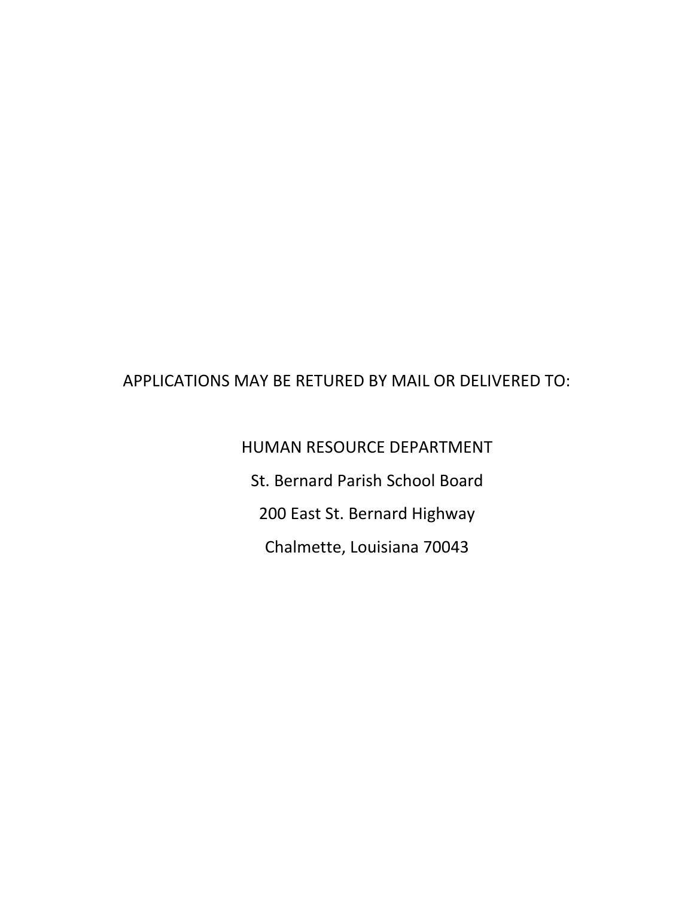APPLICATIONS MAY BE RETURED BY MAIL OR DELIVERED TO:

HUMAN RESOURCE DEPARTMENT

St. Bernard Parish School Board

200 East St. Bernard Highway

Chalmette, Louisiana 70043